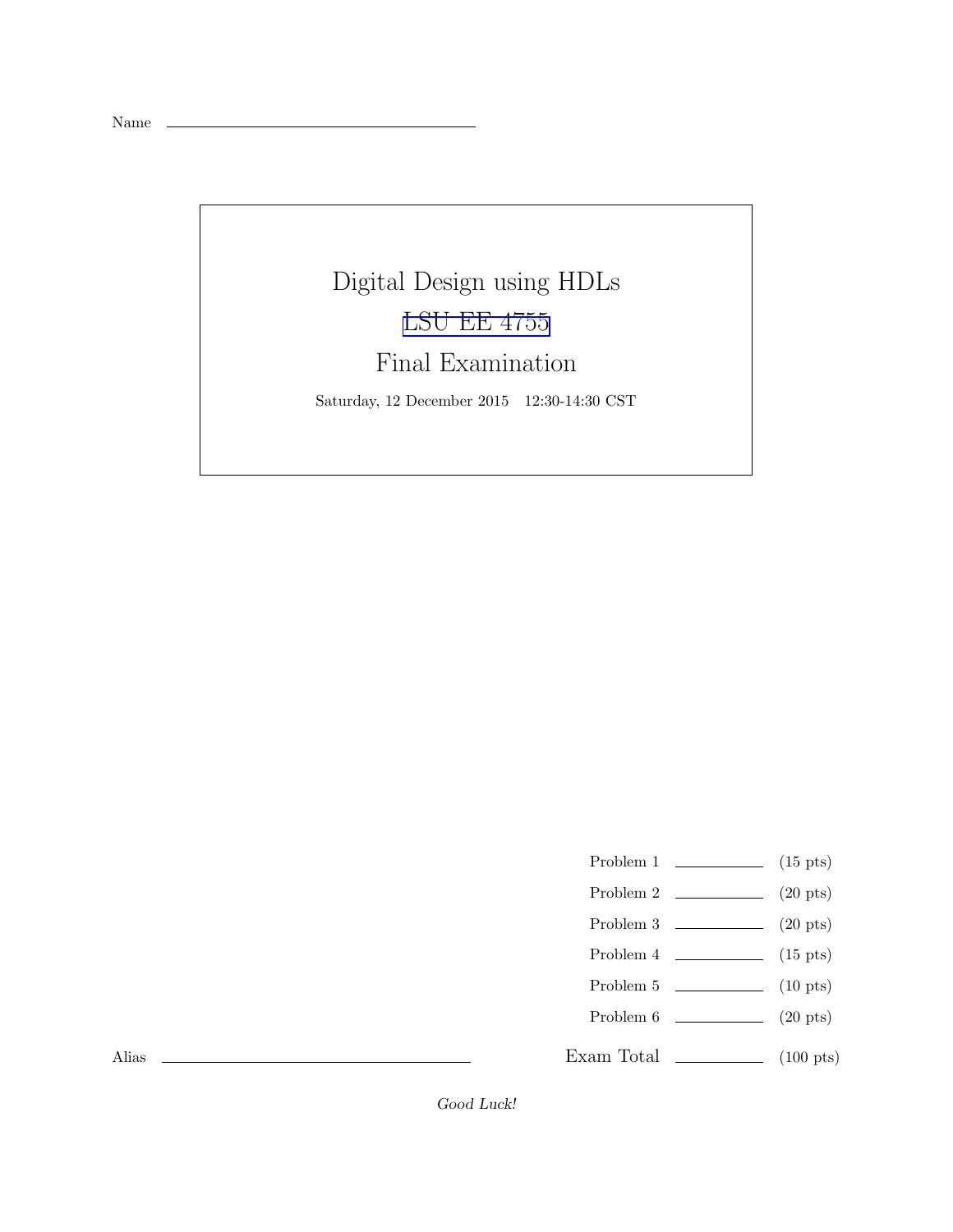Name ______________________________

# Digital Design using HDLs

## LSU EE 4755

## Final Examination

Saturday, 12 December 2015 12:30-14:30 CST

| | | |
|---|---|---|
| Problem 1 | ______ | (15 pts) |
| Problem 2 | ______ | (20 pts) |
| Problem 3 | ______ | (20 pts) |
| Problem 4 | ______ | (15 pts) |
| Problem 5 | ______ | (10 pts) |
| Problem 6 | ______ | (20 pts) |
| Exam Total | ______ | (100 pts) |

Alias ______________________________

*Good Luck!*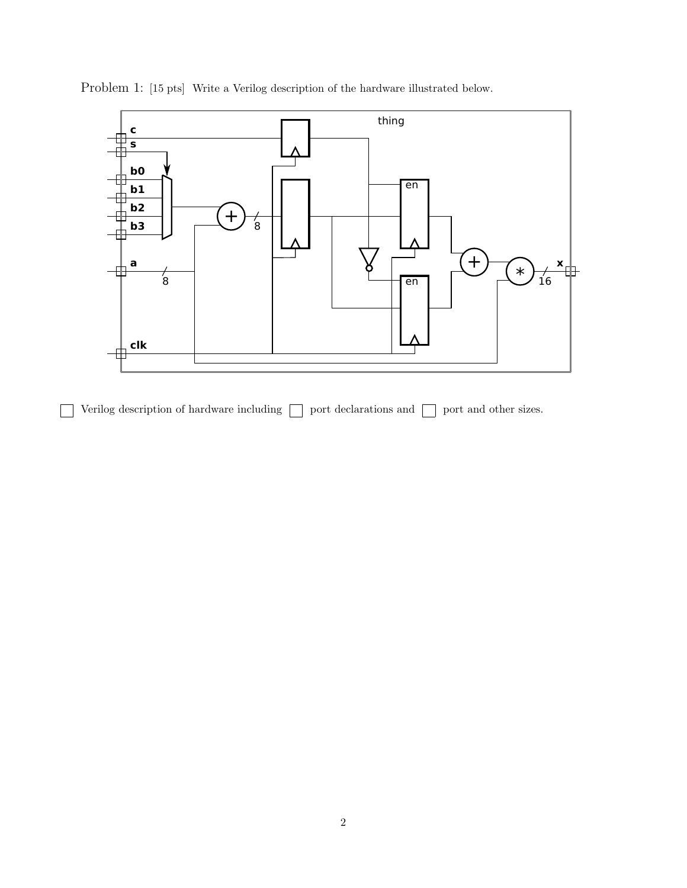Problem 1: [15 pts] Write a Verilog description of the hardware illustrated below.

☐ Verilog description of hardware including ☐ port declarations and ☐ port and other sizes.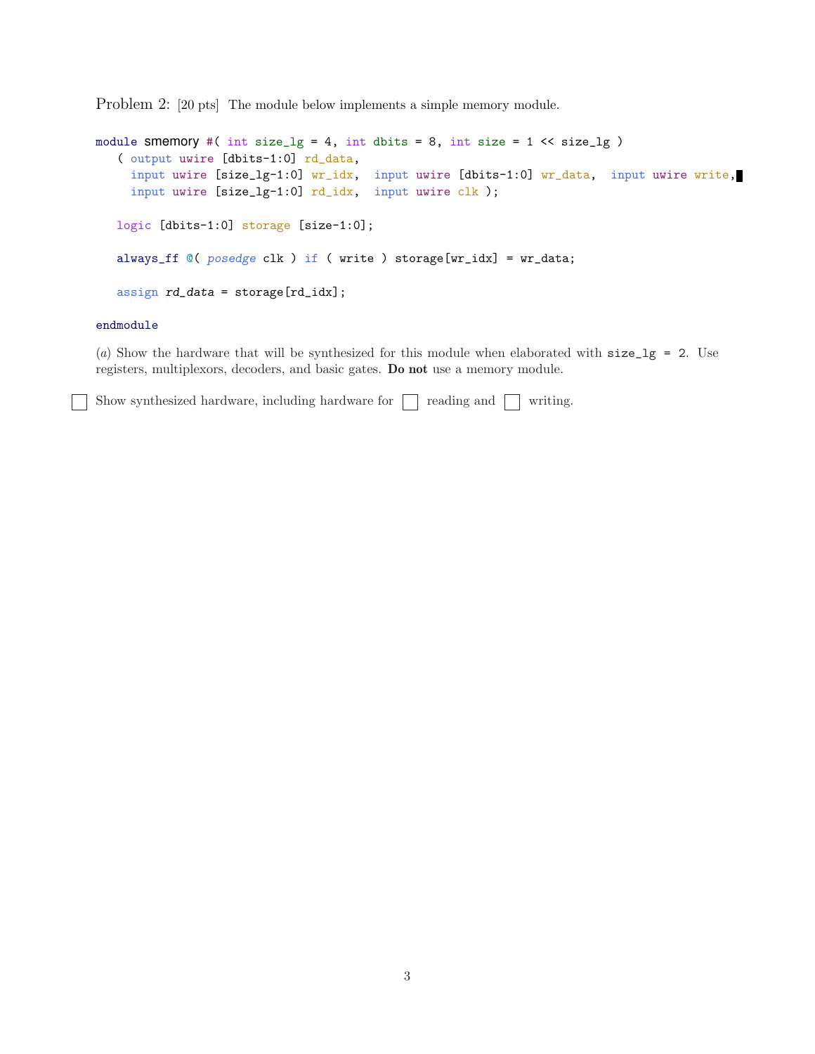Problem 2: [20 pts] The module below implements a simple memory module.

```
module smemory #( int size_lg = 4, int dbits = 8, int size = 1 << size_lg )
   ( output uwire [dbits-1:0] rd_data,
     input uwire [size_lg-1:0] wr_idx,  input uwire [dbits-1:0] wr_data,  input uwire write,
     input uwire [size_lg-1:0] rd_idx,  input uwire clk );

   logic [dbits-1:0] storage [size-1:0];

   always_ff @( posedge clk ) if ( write ) storage[wr_idx] = wr_data;

   assign rd_data = storage[rd_idx];

endmodule
```

(*a*) Show the hardware that will be synthesized for this module when elaborated with `size_lg = 2`. Use registers, multiplexors, decoders, and basic gates. **Do not** use a memory module.

☐ Show synthesized hardware, including hardware for ☐ reading and ☐ writing.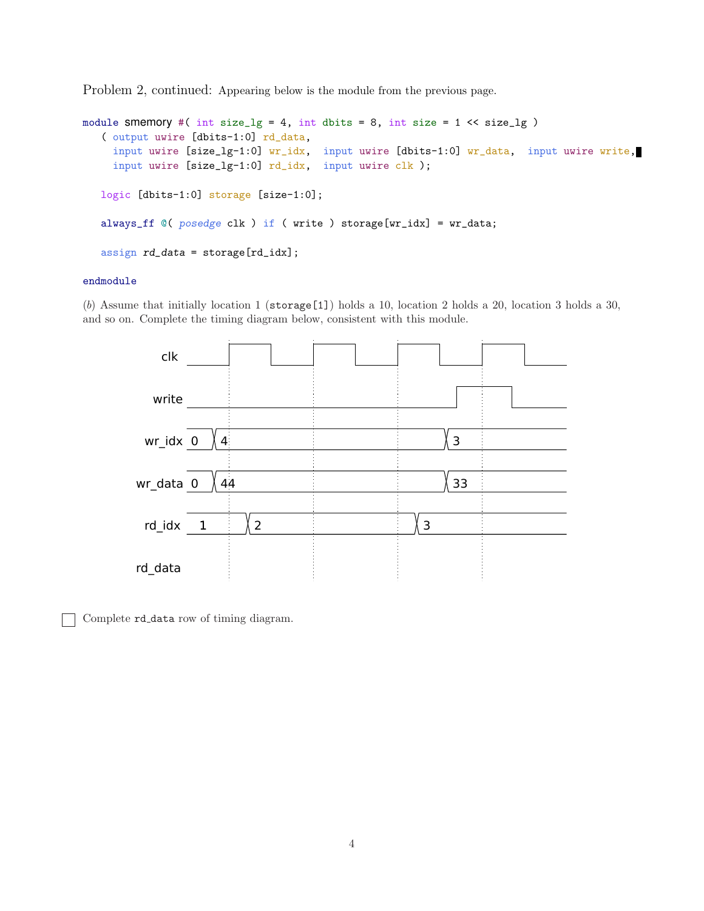Problem 2, continued: Appearing below is the module from the previous page.

```
module smemory #( int size_lg = 4, int dbits = 8, int size = 1 << size_lg )
   ( output uwire [dbits-1:0] rd_data,
     input uwire [size_lg-1:0] wr_idx,  input uwire [dbits-1:0] wr_data,  input uwire write,
     input uwire [size_lg-1:0] rd_idx,  input uwire clk );

   logic [dbits-1:0] storage [size-1:0];

   always_ff @( posedge clk ) if ( write ) storage[wr_idx] = wr_data;

   assign rd_data = storage[rd_idx];

endmodule
```

(*b*) Assume that initially location 1 (`storage[1]`) holds a 10, location 2 holds a 20, location 3 holds a 30, and so on. Complete the timing diagram below, consistent with this module.

| Signal | Values over time |
| --- | --- |
| clk | (four rising edges) |
| write | 0 ... rises before 4th rising edge, falls after it |
| wr_idx | 0, 4, 3 |
| wr_data | 0, 44, 33 |
| rd_idx | 1, 2, 3 |
| rd_data | |

☐ Complete `rd_data` row of timing diagram.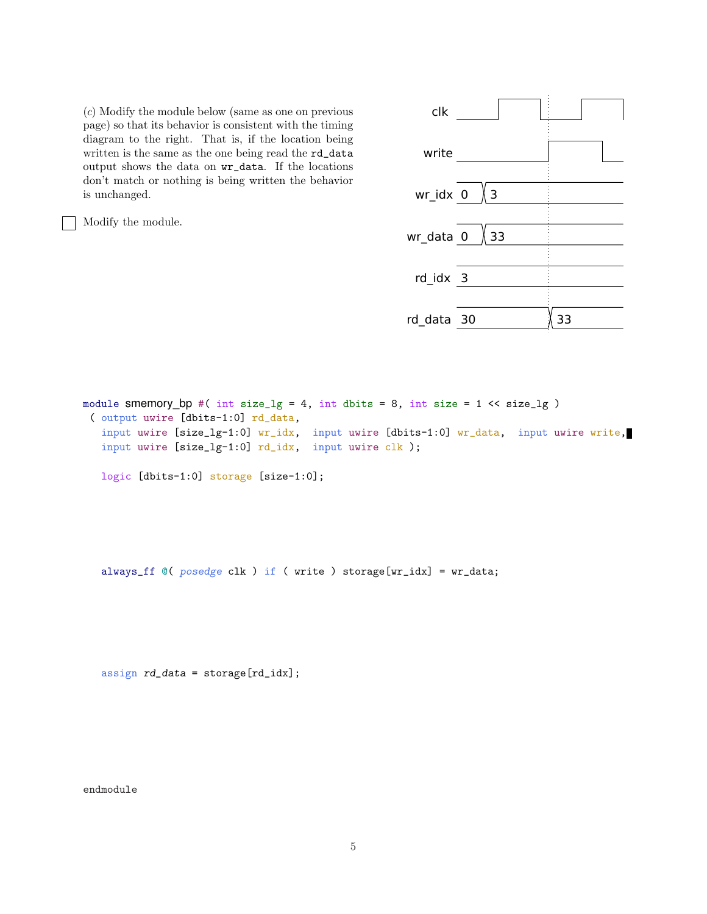(*c*) Modify the module below (same as one on previous page) so that its behavior is consistent with the timing diagram to the right. That is, if the location being written is the same as the one being read the `rd_data` output shows the data on `wr_data`. If the locations don't match or nothing is being written the behavior is unchanged.

☐ Modify the module.

| Signal | Values |
|---|---|
| clk | |
| write | |
| wr_idx | 0 → 3 |
| wr_data | 0 → 33 |
| rd_idx | 3 |
| rd_data | 30 → 33 |

```
module smemory_bp #( int size_lg = 4, int dbits = 8, int size = 1 << size_lg )
 ( output uwire [dbits-1:0] rd_data,
   input uwire [size_lg-1:0] wr_idx,  input uwire [dbits-1:0] wr_data,  input uwire write,
   input uwire [size_lg-1:0] rd_idx,  input uwire clk );

   logic [dbits-1:0] storage [size-1:0];

   always_ff @( posedge clk ) if ( write ) storage[wr_idx] = wr_data;

   assign rd_data = storage[rd_idx];

endmodule
```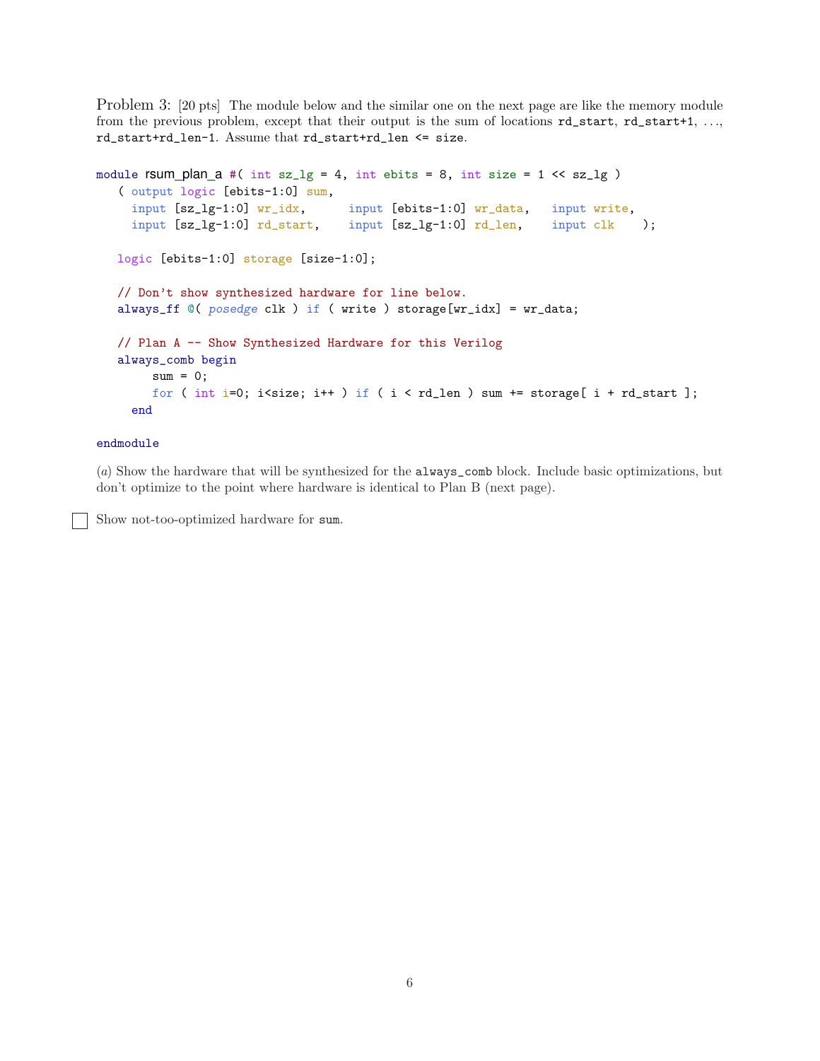Problem 3: [20 pts] The module below and the similar one on the next page are like the memory module from the previous problem, except that their output is the sum of locations `rd_start`, `rd_start+1`, ..., `rd_start+rd_len-1`. Assume that `rd_start+rd_len <= size`.

```
module rsum_plan_a #( int sz_lg = 4, int ebits = 8, int size = 1 << sz_lg )
   ( output logic [ebits-1:0] sum,
     input [sz_lg-1:0] wr_idx,      input [ebits-1:0] wr_data,   input write,
     input [sz_lg-1:0] rd_start,    input [sz_lg-1:0] rd_len,    input clk    );

   logic [ebits-1:0] storage [size-1:0];

   // Don't show synthesized hardware for line below.
   always_ff @( posedge clk ) if ( write ) storage[wr_idx] = wr_data;

   // Plan A -- Show Synthesized Hardware for this Verilog
   always_comb begin
        sum = 0;
        for ( int i=0; i<size; i++ ) if ( i < rd_len ) sum += storage[ i + rd_start ];
     end

endmodule
```

(*a*) Show the hardware that will be synthesized for the `always_comb` block. Include basic optimizations, but don't optimize to the point where hardware is identical to Plan B (next page).

☐ Show not-too-optimized hardware for `sum`.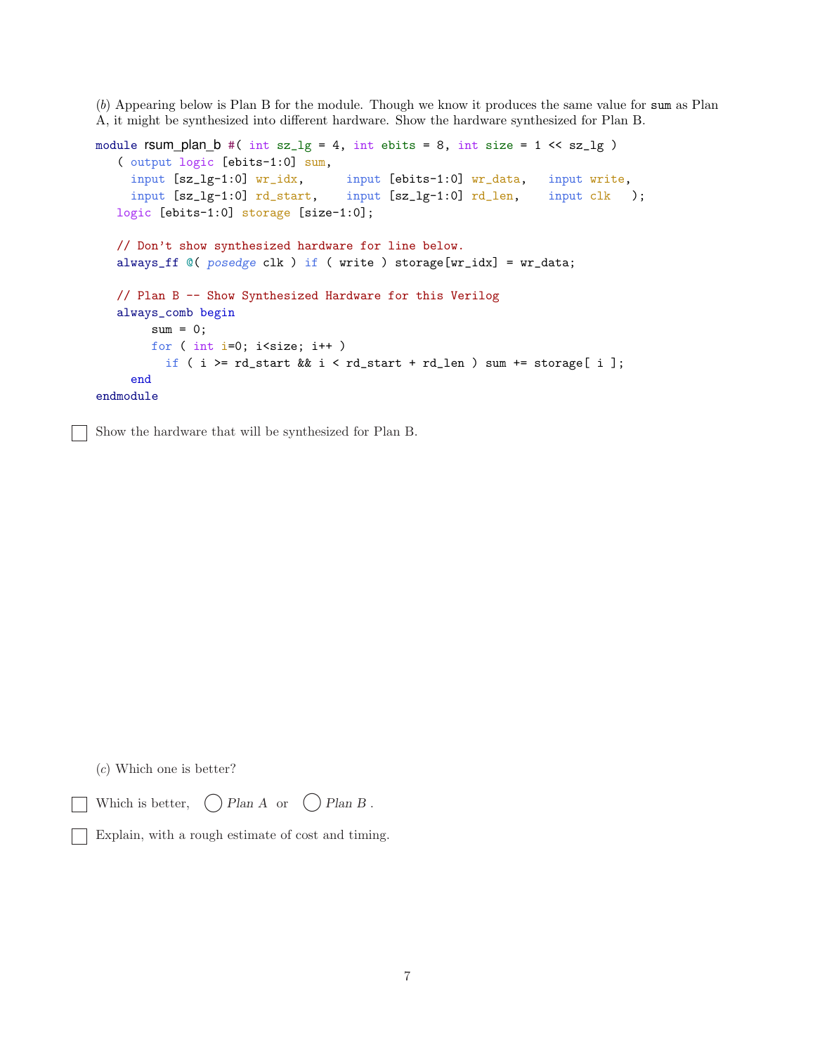(*b*) Appearing below is Plan B for the module. Though we know it produces the same value for `sum` as Plan A, it might be synthesized into different hardware. Show the hardware synthesized for Plan B.

```
module rsum_plan_b #( int sz_lg = 4, int ebits = 8, int size = 1 << sz_lg )
   ( output logic [ebits-1:0] sum,
     input [sz_lg-1:0] wr_idx,      input [ebits-1:0] wr_data,   input write,
     input [sz_lg-1:0] rd_start,    input [sz_lg-1:0] rd_len,    input clk   );
   logic [ebits-1:0] storage [size-1:0];

   // Don't show synthesized hardware for line below.
   always_ff @( posedge clk ) if ( write ) storage[wr_idx] = wr_data;

   // Plan B -- Show Synthesized Hardware for this Verilog
   always_comb begin
        sum = 0;
        for ( int i=0; i<size; i++ )
          if ( i >= rd_start && i < rd_start + rd_len ) sum += storage[ i ];
     end
endmodule
```

☐ Show the hardware that will be synthesized for Plan B.

(*c*) Which one is better?

☐ Which is better, ◯ *Plan A* or ◯ *Plan B* .

☐ Explain, with a rough estimate of cost and timing.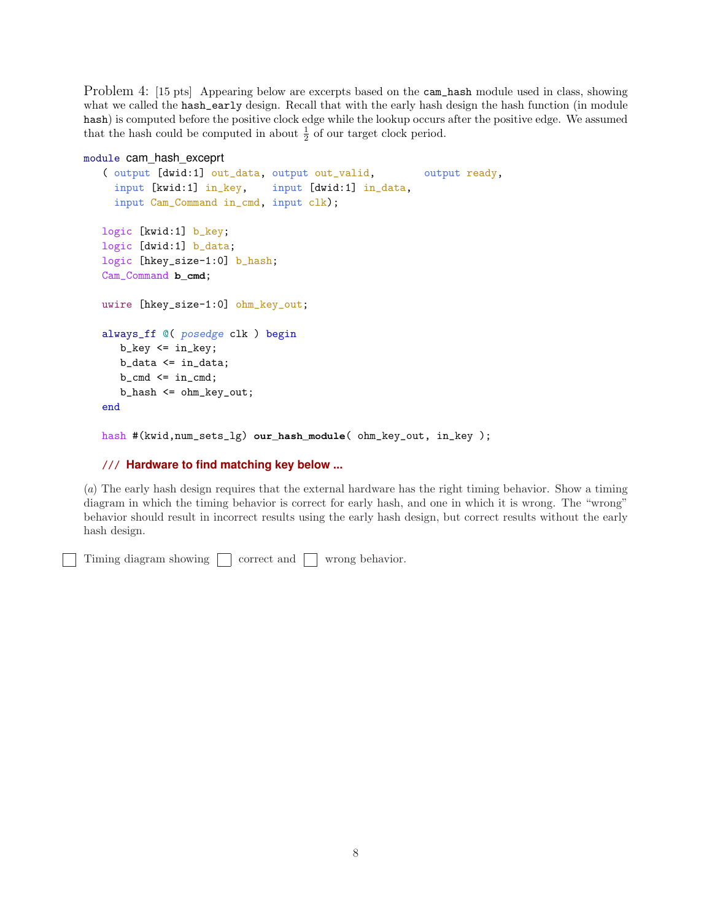Problem 4: [15 pts] Appearing below are excerpts based on the `cam_hash` module used in class, showing what we called the `hash_early` design. Recall that with the early hash design the hash function (in module `hash`) is computed before the positive clock edge while the lookup occurs after the positive edge. We assumed that the hash could be computed in about $\frac{1}{2}$ of our target clock period.

```
module cam_hash_exceprt
   ( output [dwid:1] out_data, output out_valid,        output ready,
     input [kwid:1] in_key,    input [dwid:1] in_data,
     input Cam_Command in_cmd, input clk);

   logic [kwid:1] b_key;
   logic [dwid:1] b_data;
   logic [hkey_size-1:0] b_hash;
   Cam_Command b_cmd;

   uwire [hkey_size-1:0] ohm_key_out;

   always_ff @( posedge clk ) begin
      b_key <= in_key;
      b_data <= in_data;
      b_cmd <= in_cmd;
      b_hash <= ohm_key_out;
   end

   hash #(kwid,num_sets_lg) our_hash_module( ohm_key_out, in_key );

   /// Hardware to find matching key below ...
```

(*a*) The early hash design requires that the external hardware has the right timing behavior. Show a timing diagram in which the timing behavior is correct for early hash, and one in which it is wrong. The "wrong" behavior should result in incorrect results using the early hash design, but correct results without the early hash design.

☐ Timing diagram showing ☐ correct and ☐ wrong behavior.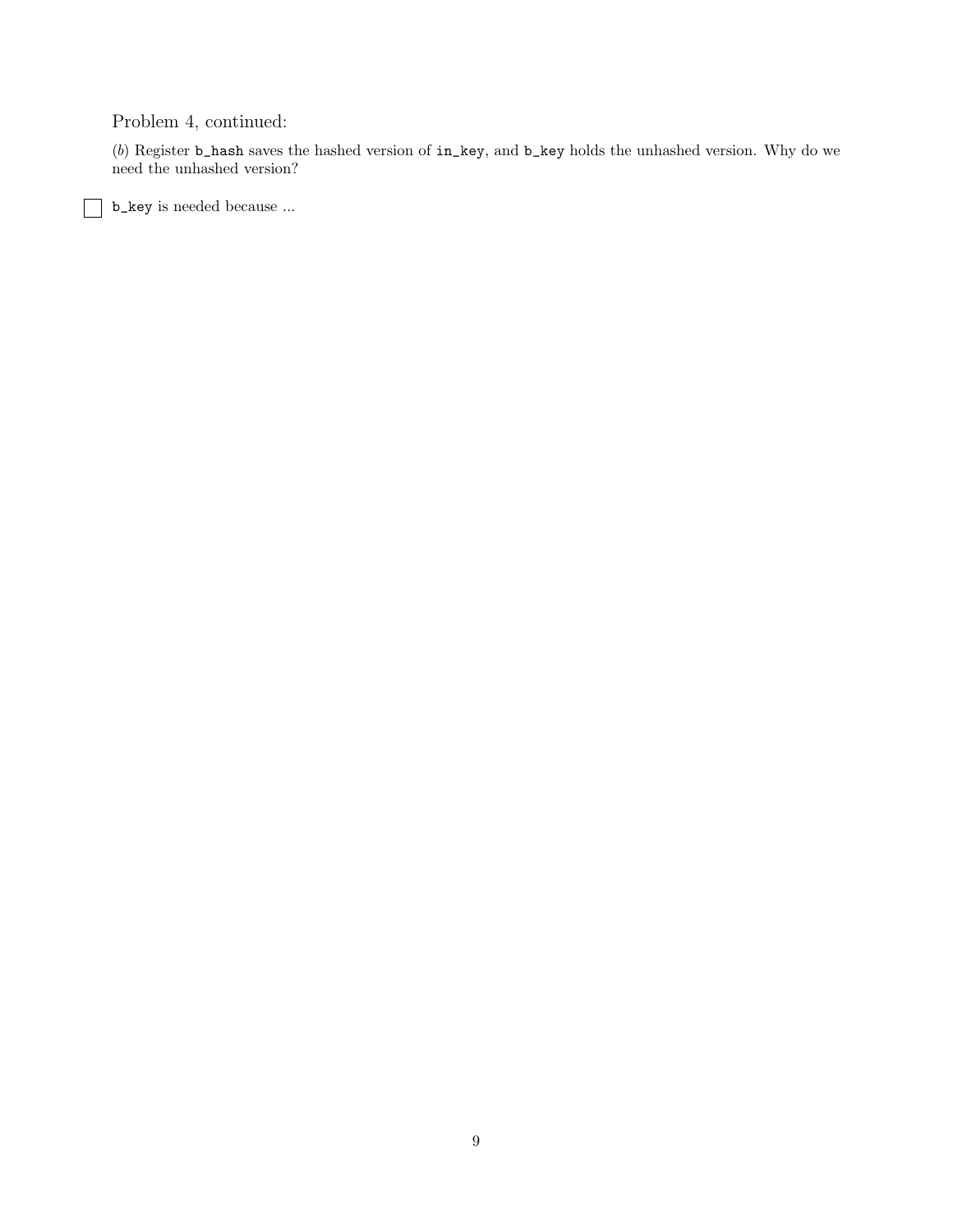Problem 4, continued:

(*b*) Register `b_hash` saves the hashed version of `in_key`, and `b_key` holds the unhashed version. Why do we need the unhashed version?

☐ `b_key` is needed because ...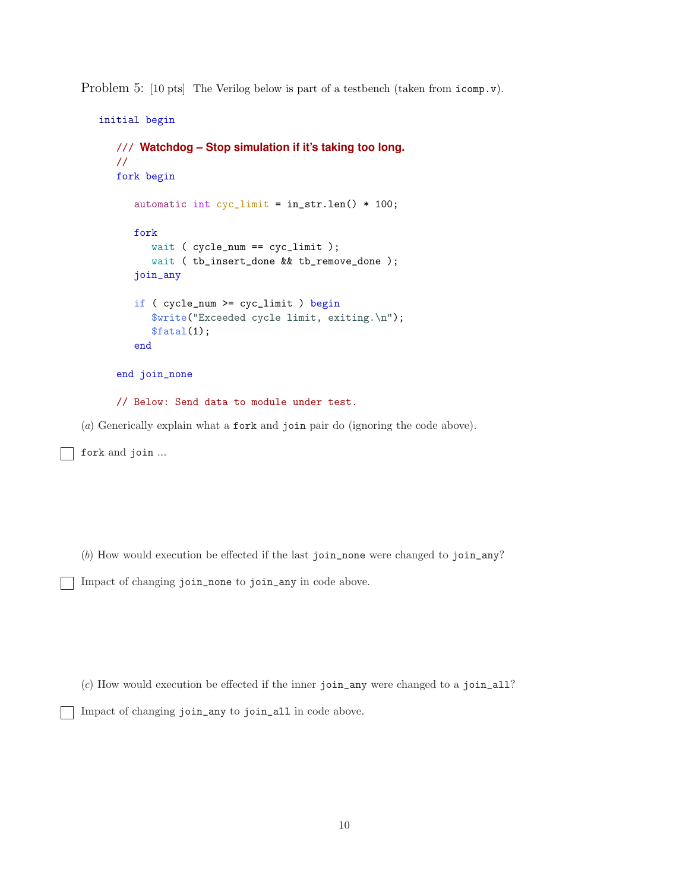Problem 5: [10 pts] The Verilog below is part of a testbench (taken from `icomp.v`).

```
initial begin

   /// Watchdog – Stop simulation if it's taking too long.
   //
   fork begin

      automatic int cyc_limit = in_str.len() * 100;

      fork
         wait ( cycle_num == cyc_limit );
         wait ( tb_insert_done && tb_remove_done );
      join_any

      if ( cycle_num >= cyc_limit ) begin
         $write("Exceeded cycle limit, exiting.\n");
         $fatal(1);
      end

   end join_none

   // Below: Send data to module under test.
```

(*a*) Generically explain what a `fork` and `join` pair do (ignoring the code above).

☐ `fork` and `join` ...

(*b*) How would execution be effected if the last `join_none` were changed to `join_any`?

☐ Impact of changing `join_none` to `join_any` in code above.

(*c*) How would execution be effected if the inner `join_any` were changed to a `join_all`?

☐ Impact of changing `join_any` to `join_all` in code above.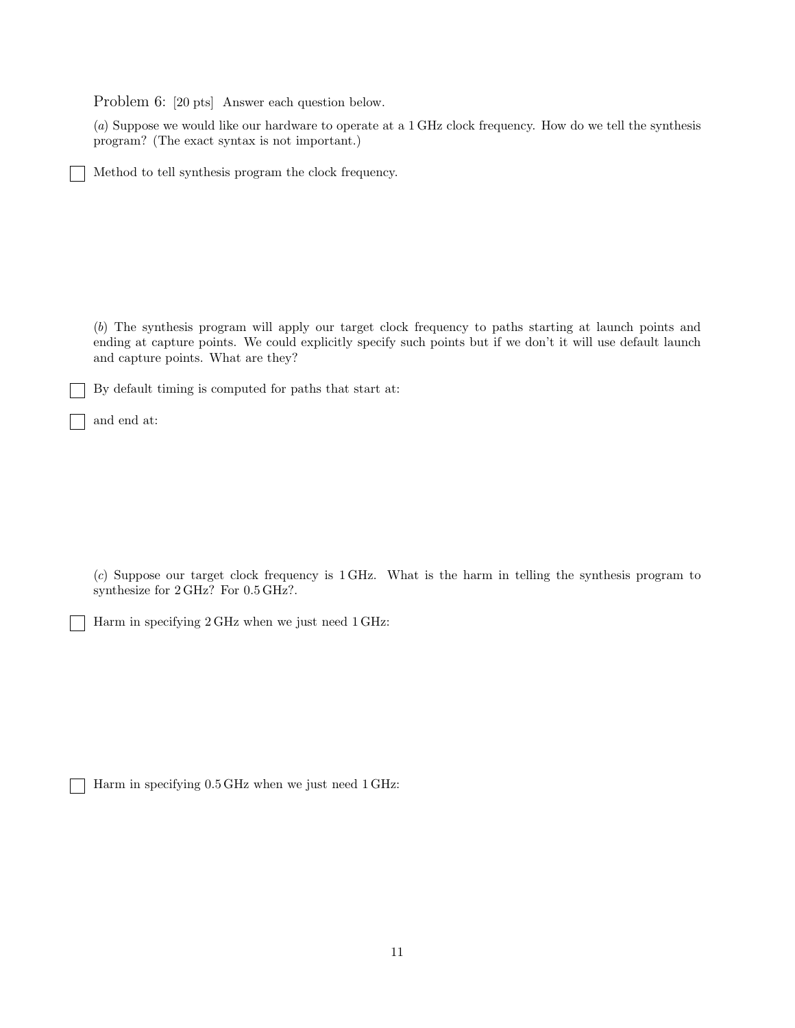Problem 6: [20 pts] Answer each question below.

(*a*) Suppose we would like our hardware to operate at a 1 GHz clock frequency. How do we tell the synthesis program? (The exact syntax is not important.)

☐ Method to tell synthesis program the clock frequency.

(*b*) The synthesis program will apply our target clock frequency to paths starting at launch points and ending at capture points. We could explicitly specify such points but if we don't it will use default launch and capture points. What are they?

☐ By default timing is computed for paths that start at:

☐ and end at:

(*c*) Suppose our target clock frequency is 1 GHz. What is the harm in telling the synthesis program to synthesize for 2 GHz? For 0.5 GHz?.

☐ Harm in specifying 2 GHz when we just need 1 GHz:

☐ Harm in specifying 0.5 GHz when we just need 1 GHz: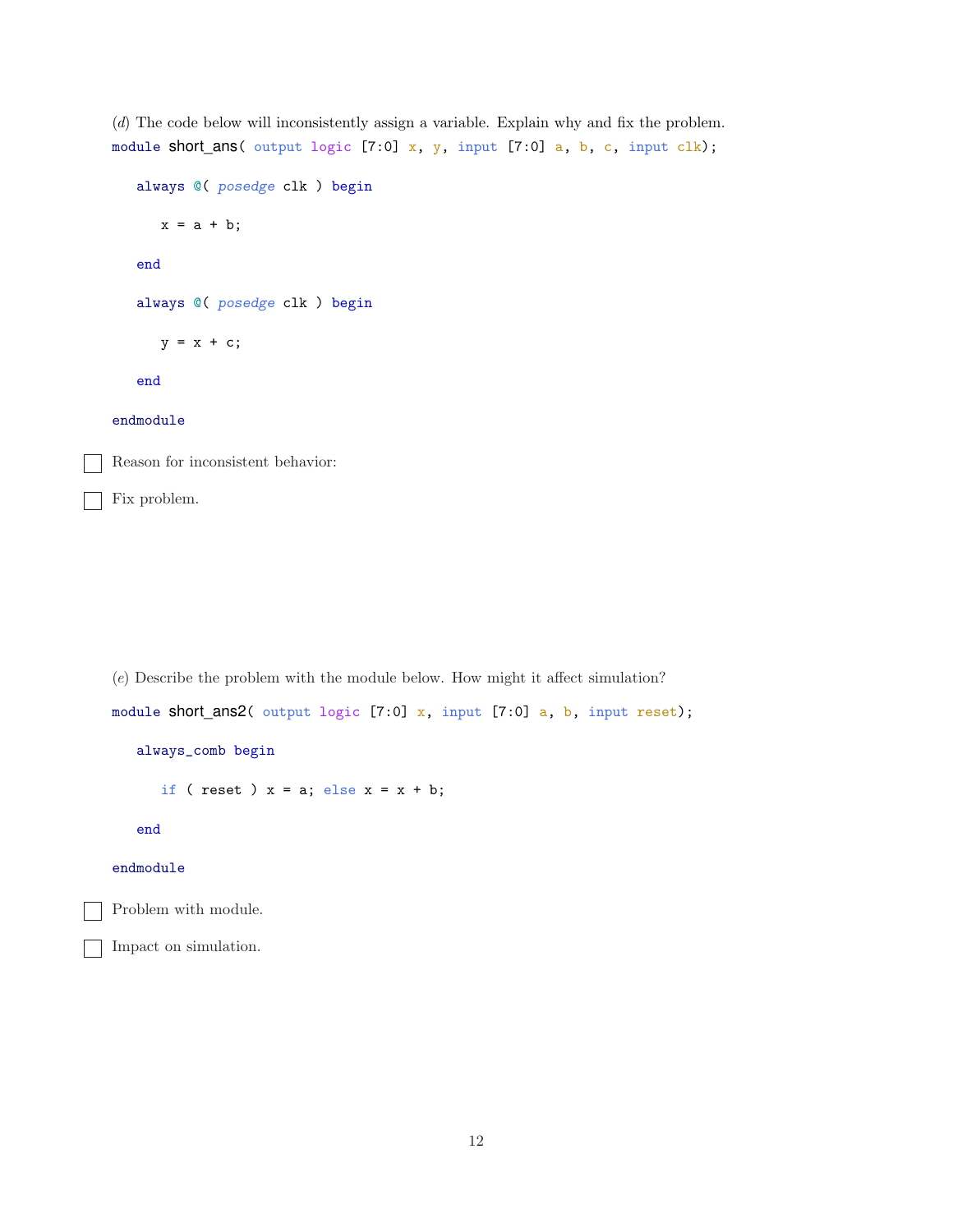(*d*) The code below will inconsistently assign a variable. Explain why and fix the problem.

```
module short_ans( output logic [7:0] x, y, input [7:0] a, b, c, input clk);

   always @( posedge clk ) begin

      x = a + b;

   end

   always @( posedge clk ) begin

      y = x + c;

   end

endmodule
```

☐ Reason for inconsistent behavior:

☐ Fix problem.

(*e*) Describe the problem with the module below. How might it affect simulation?

```
module short_ans2( output logic [7:0] x, input [7:0] a, b, input reset);

   always_comb begin

      if ( reset ) x = a; else x = x + b;

   end

endmodule
```

☐ Problem with module.

☐ Impact on simulation.